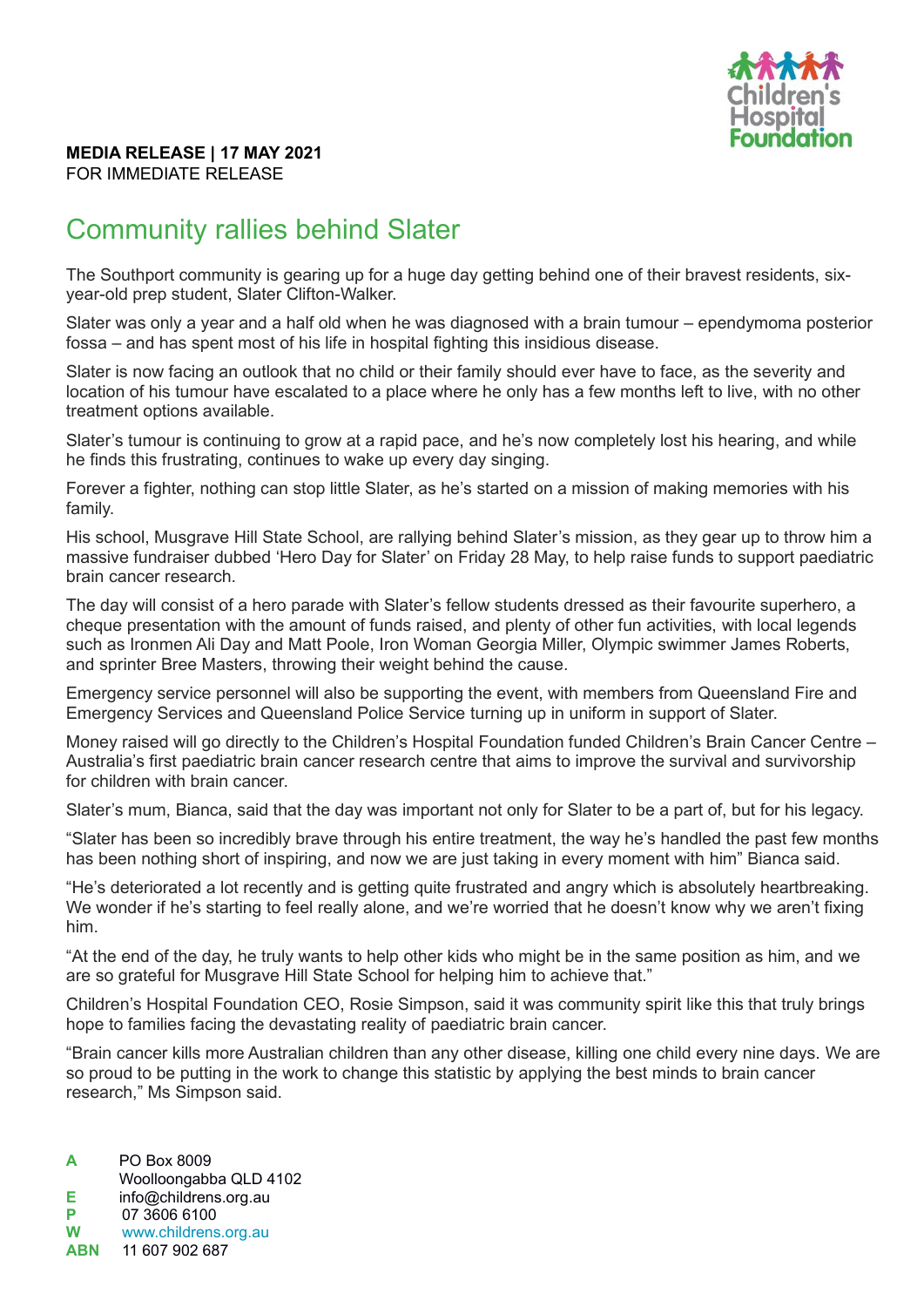**MEDIA RELEASE | 17 MAY 2021**
FOR IMMEDIATE RELEASE

# Community rallies behind Slater

The Southport community is gearing up for a huge day getting behind one of their bravest residents, six-year-old prep student, Slater Clifton-Walker.

Slater was only a year and a half old when he was diagnosed with a brain tumour – ependymoma posterior fossa – and has spent most of his life in hospital fighting this insidious disease.

Slater is now facing an outlook that no child or their family should ever have to face, as the severity and location of his tumour have escalated to a place where he only has a few months left to live, with no other treatment options available.

Slater's tumour is continuing to grow at a rapid pace, and he's now completely lost his hearing, and while he finds this frustrating, continues to wake up every day singing.

Forever a fighter, nothing can stop little Slater, as he's started on a mission of making memories with his family.

His school, Musgrave Hill State School, are rallying behind Slater's mission, as they gear up to throw him a massive fundraiser dubbed 'Hero Day for Slater' on Friday 28 May, to help raise funds to support paediatric brain cancer research.

The day will consist of a hero parade with Slater's fellow students dressed as their favourite superhero, a cheque presentation with the amount of funds raised, and plenty of other fun activities, with local legends such as Ironmen Ali Day and Matt Poole, Iron Woman Georgia Miller, Olympic swimmer James Roberts, and sprinter Bree Masters, throwing their weight behind the cause.

Emergency service personnel will also be supporting the event, with members from Queensland Fire and Emergency Services and Queensland Police Service turning up in uniform in support of Slater.

Money raised will go directly to the Children's Hospital Foundation funded Children's Brain Cancer Centre – Australia's first paediatric brain cancer research centre that aims to improve the survival and survivorship for children with brain cancer.

Slater's mum, Bianca, said that the day was important not only for Slater to be a part of, but for his legacy.

"Slater has been so incredibly brave through his entire treatment, the way he's handled the past few months has been nothing short of inspiring, and now we are just taking in every moment with him" Bianca said.

"He's deteriorated a lot recently and is getting quite frustrated and angry which is absolutely heartbreaking. We wonder if he's starting to feel really alone, and we're worried that he doesn't know why we aren't fixing him.

"At the end of the day, he truly wants to help other kids who might be in the same position as him, and we are so grateful for Musgrave Hill State School for helping him to achieve that."

Children's Hospital Foundation CEO, Rosie Simpson, said it was community spirit like this that truly brings hope to families facing the devastating reality of paediatric brain cancer.

"Brain cancer kills more Australian children than any other disease, killing one child every nine days. We are so proud to be putting in the work to change this statistic by applying the best minds to brain cancer research," Ms Simpson said.

**A** PO Box 8009
Woolloongabba QLD 4102
**E** info@childrens.org.au
**P** 07 3606 6100
**W** www.childrens.org.au
**ABN** 11 607 902 687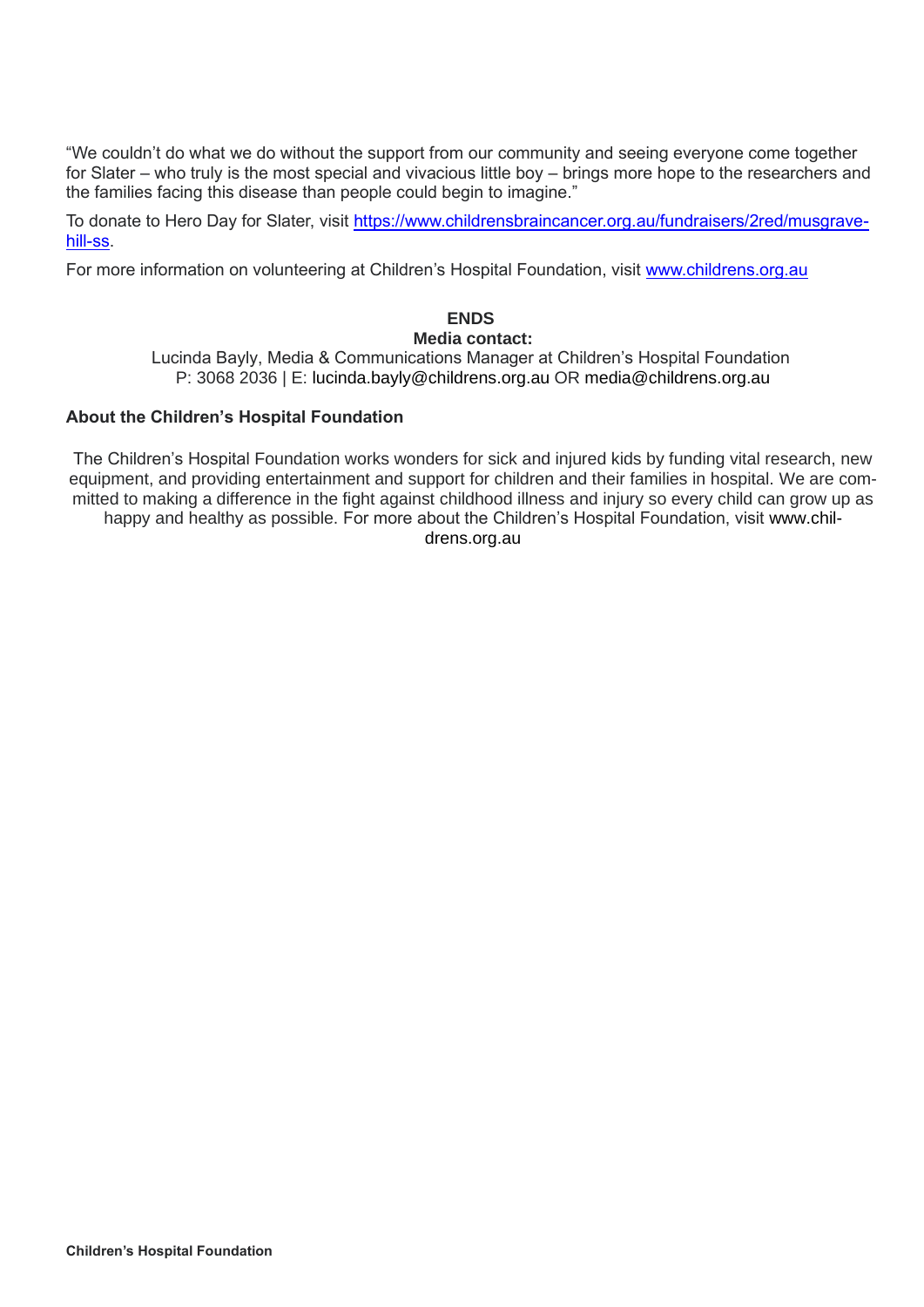"We couldn't do what we do without the support from our community and seeing everyone come together for Slater – who truly is the most special and vivacious little boy – brings more hope to the researchers and the families facing this disease than people could begin to imagine."

To donate to Hero Day for Slater, visit https://www.childrensbraincancer.org.au/fundraisers/2red/musgrave-hill-ss.

For more information on volunteering at Children's Hospital Foundation, visit www.childrens.org.au

**ENDS**

**Media contact:**

Lucinda Bayly, Media & Communications Manager at Children's Hospital Foundation
P: 3068 2036 | E: lucinda.bayly@childrens.org.au OR media@childrens.org.au

**About the Children's Hospital Foundation**

The Children's Hospital Foundation works wonders for sick and injured kids by funding vital research, new equipment, and providing entertainment and support for children and their families in hospital. We are committed to making a difference in the fight against childhood illness and injury so every child can grow up as happy and healthy as possible. For more about the Children's Hospital Foundation, visit www.childrens.org.au